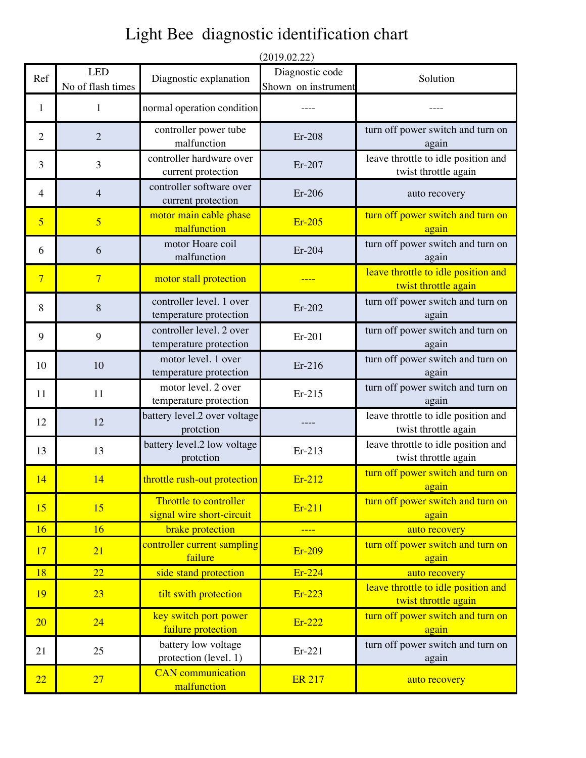# Light Bee diagnostic identification chart

(2019.02.22)

| Ref | LED No of flash times | Diagnostic explanation | Diagnostic code Shown on instrument | Solution |
|---|---|---|---|---|
| 1 | 1 | normal operation condition | ---- | ---- |
| 2 | 2 | controller power tube malfunction | Er-208 | turn off power switch and turn on again |
| 3 | 3 | controller hardware over current protection | Er-207 | leave throttle to idle position and twist throttle again |
| 4 | 4 | controller software over current protection | Er-206 | auto recovery |
| 5 | 5 | motor main cable phase malfunction | Er-205 | turn off power switch and turn on again |
| 6 | 6 | motor Hoare coil malfunction | Er-204 | turn off power switch and turn on again |
| 7 | 7 | motor stall protection | ---- | leave throttle to idle position and twist throttle again |
| 8 | 8 | controller level. 1 over temperature protection | Er-202 | turn off power switch and turn on again |
| 9 | 9 | controller level. 2 over temperature protection | Er-201 | turn off power switch and turn on again |
| 10 | 10 | motor level. 1 over temperature protection | Er-216 | turn off power switch and turn on again |
| 11 | 11 | motor level. 2 over temperature protection | Er-215 | turn off power switch and turn on again |
| 12 | 12 | battery level.2 over voltage protction | ---- | leave throttle to idle position and twist throttle again |
| 13 | 13 | battery level.2 low voltage protction | Er-213 | leave throttle to idle position and twist throttle again |
| 14 | 14 | throttle rush-out protection | Er-212 | turn off power switch and turn on again |
| 15 | 15 | Throttle to controller signal wire short-circuit | Er-211 | turn off power switch and turn on again |
| 16 | 16 | brake protection | ---- | auto recovery |
| 17 | 21 | controller current sampling failure | Er-209 | turn off power switch and turn on again |
| 18 | 22 | side stand protection | Er-224 | auto recovery |
| 19 | 23 | tilt swith protection | Er-223 | leave throttle to idle position and twist throttle again |
| 20 | 24 | key switch port power failure protection | Er-222 | turn off power switch and turn on again |
| 21 | 25 | battery low voltage protection (level. 1) | Er-221 | turn off power switch and turn on again |
| 22 | 27 | CAN communication malfunction | ER 217 | auto recovery |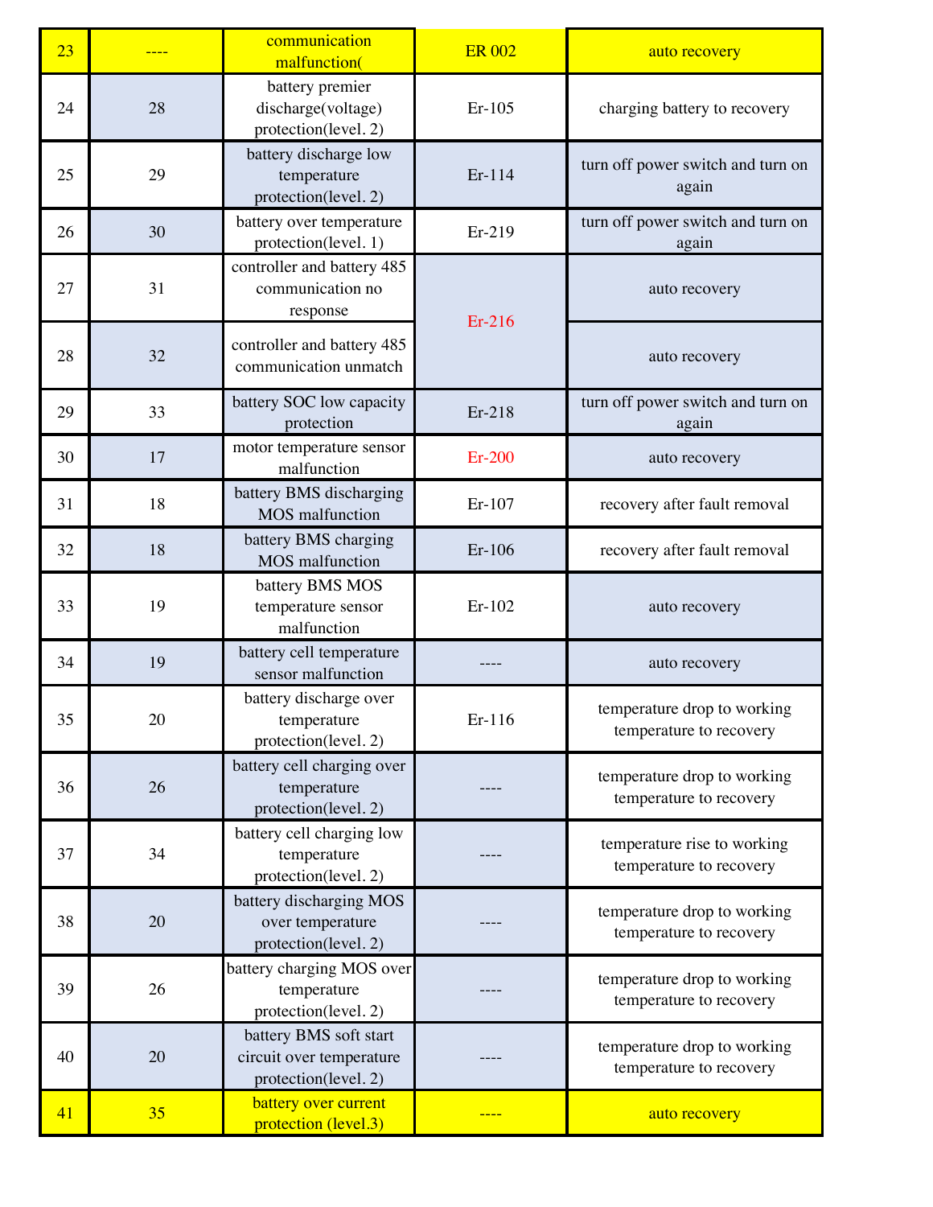| 23 | ---- | communication malfunction( | ER 002 | auto recovery |
|---|---|---|---|---|
| 24 | 28 | battery premier discharge(voltage) protection(level. 2) | Er-105 | charging battery to recovery |
| 25 | 29 | battery discharge low temperature protection(level. 2) | Er-114 | turn off power switch and turn on again |
| 26 | 30 | battery over temperature protection(level. 1) | Er-219 | turn off power switch and turn on again |
| 27 | 31 | controller and battery 485 communication no response | Er-216 | auto recovery |
| 28 | 32 | controller and battery 485 communication unmatch | | auto recovery |
| 29 | 33 | battery SOC low capacity protection | Er-218 | turn off power switch and turn on again |
| 30 | 17 | motor temperature sensor malfunction | Er-200 | auto recovery |
| 31 | 18 | battery BMS discharging MOS malfunction | Er-107 | recovery after fault removal |
| 32 | 18 | battery BMS charging MOS malfunction | Er-106 | recovery after fault removal |
| 33 | 19 | battery BMS MOS temperature sensor malfunction | Er-102 | auto recovery |
| 34 | 19 | battery cell temperature sensor malfunction | ---- | auto recovery |
| 35 | 20 | battery discharge over temperature protection(level. 2) | Er-116 | temperature drop to working temperature to recovery |
| 36 | 26 | battery cell charging over temperature protection(level. 2) | ---- | temperature drop to working temperature to recovery |
| 37 | 34 | battery cell charging low temperature protection(level. 2) | ---- | temperature rise to working temperature to recovery |
| 38 | 20 | battery discharging MOS over temperature protection(level. 2) | ---- | temperature drop to working temperature to recovery |
| 39 | 26 | battery charging MOS over temperature protection(level. 2) | ---- | temperature drop to working temperature to recovery |
| 40 | 20 | battery BMS soft start circuit over temperature protection(level. 2) | ---- | temperature drop to working temperature to recovery |
| 41 | 35 | battery over current protection (level.3) | ---- | auto recovery |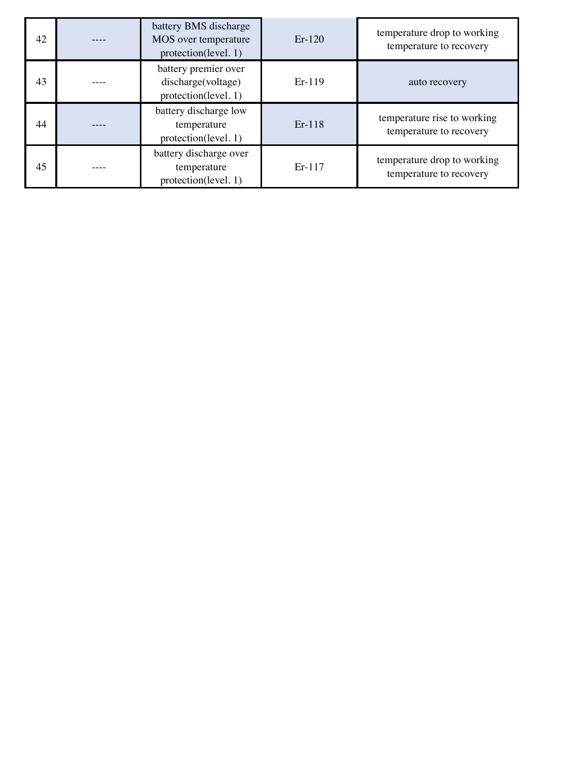| | | | | |
|---|---|---|---|---|
| 42 | ---- | battery BMS discharge MOS over temperature protection(level. 1) | Er-120 | temperature drop to working temperature to recovery |
| 43 | ---- | battery premier over discharge(voltage) protection(level. 1) | Er-119 | auto recovery |
| 44 | ---- | battery discharge low temperature protection(level. 1) | Er-118 | temperature rise to working temperature to recovery |
| 45 | ---- | battery discharge over temperature protection(level. 1) | Er-117 | temperature drop to working temperature to recovery |